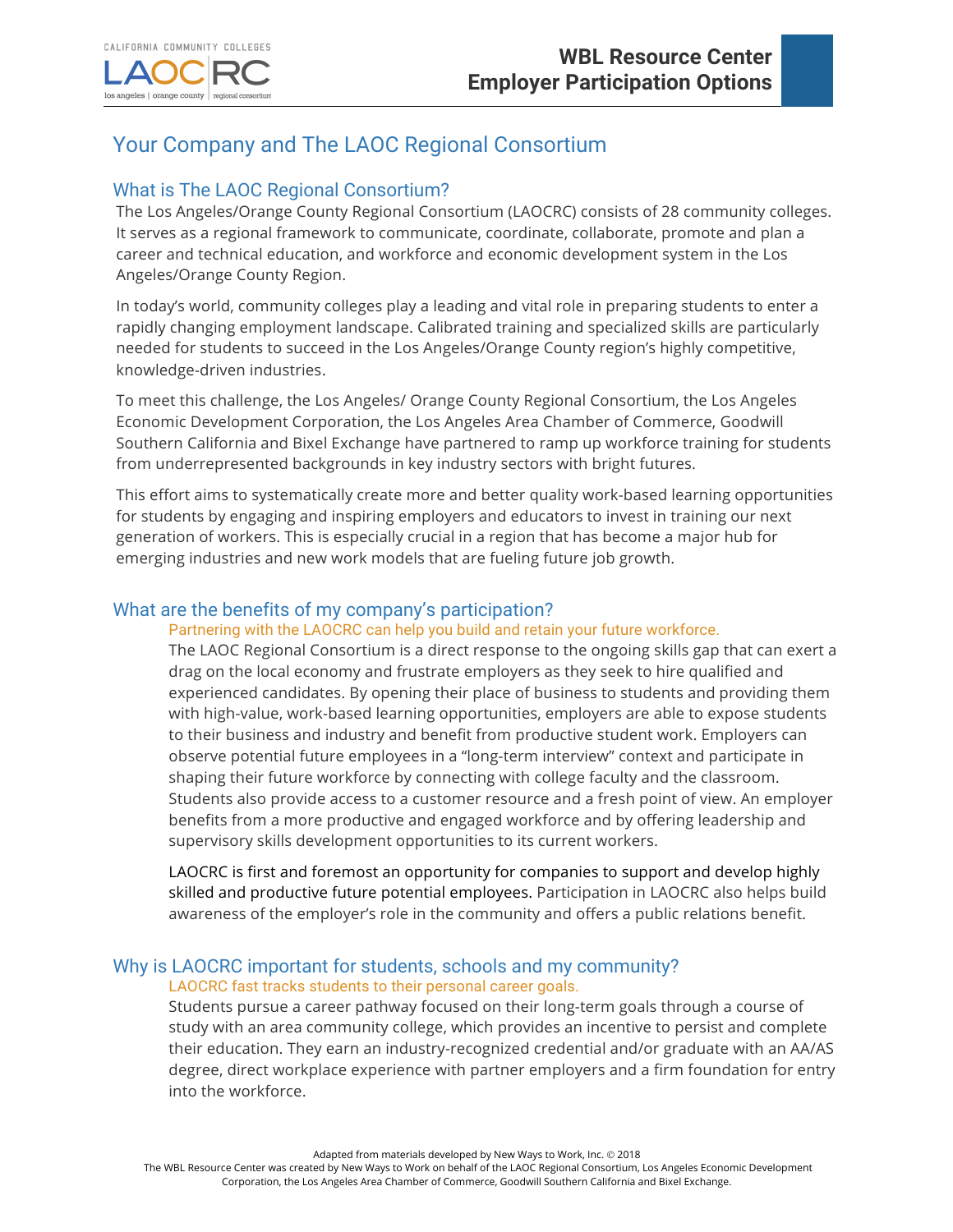# Your Company and The LAOC Regional Consortium

## What is The LAOC Regional Consortium?

The Los Angeles/Orange County Regional Consortium (LAOCRC) consists of 28 community colleges. It serves as a regional framework to communicate, coordinate, collaborate, promote and plan a career and technical education, and workforce and economic development system in the Los Angeles/Orange County Region.

In today's world, community colleges play a leading and vital role in preparing students to enter a rapidly changing employment landscape. Calibrated training and specialized skills are particularly needed for students to succeed in the Los Angeles/Orange County region's highly competitive, knowledge-driven industries.

To meet this challenge, the Los Angeles/ Orange County Regional Consortium, the Los Angeles Economic Development Corporation, the Los Angeles Area Chamber of Commerce, Goodwill Southern California and Bixel Exchange have partnered to ramp up workforce training for students from underrepresented backgrounds in key industry sectors with bright futures.

This effort aims to systematically create more and better quality work-based learning opportunities for students by engaging and inspiring employers and educators to invest in training our next generation of workers. This is especially crucial in a region that has become a major hub for emerging industries and new work models that are fueling future job growth.

## What are the benefits of my company's participation?

### Partnering with the LAOCRC can help you build and retain your future workforce.

The LAOC Regional Consortium is a direct response to the ongoing skills gap that can exert a drag on the local economy and frustrate employers as they seek to hire qualified and experienced candidates. By opening their place of business to students and providing them with high-value, work-based learning opportunities, employers are able to expose students to their business and industry and benefit from productive student work. Employers can observe potential future employees in a "long-term interview" context and participate in shaping their future workforce by connecting with college faculty and the classroom. Students also provide access to a customer resource and a fresh point of view. An employer benefits from a more productive and engaged workforce and by offering leadership and supervisory skills development opportunities to its current workers.

LAOCRC is first and foremost an opportunity for companies to support and develop highly skilled and productive future potential employees. Participation in LAOCRC also helps build awareness of the employer's role in the community and offers a public relations benefit.

## Why is LAOCRC important for students, schools and my community?

### LAOCRC fast tracks students to their personal career goals.

Students pursue a career pathway focused on their long-term goals through a course of study with an area community college, which provides an incentive to persist and complete their education. They earn an industry-recognized credential and/or graduate with an AA/AS degree, direct workplace experience with partner employers and a firm foundation for entry into the workforce.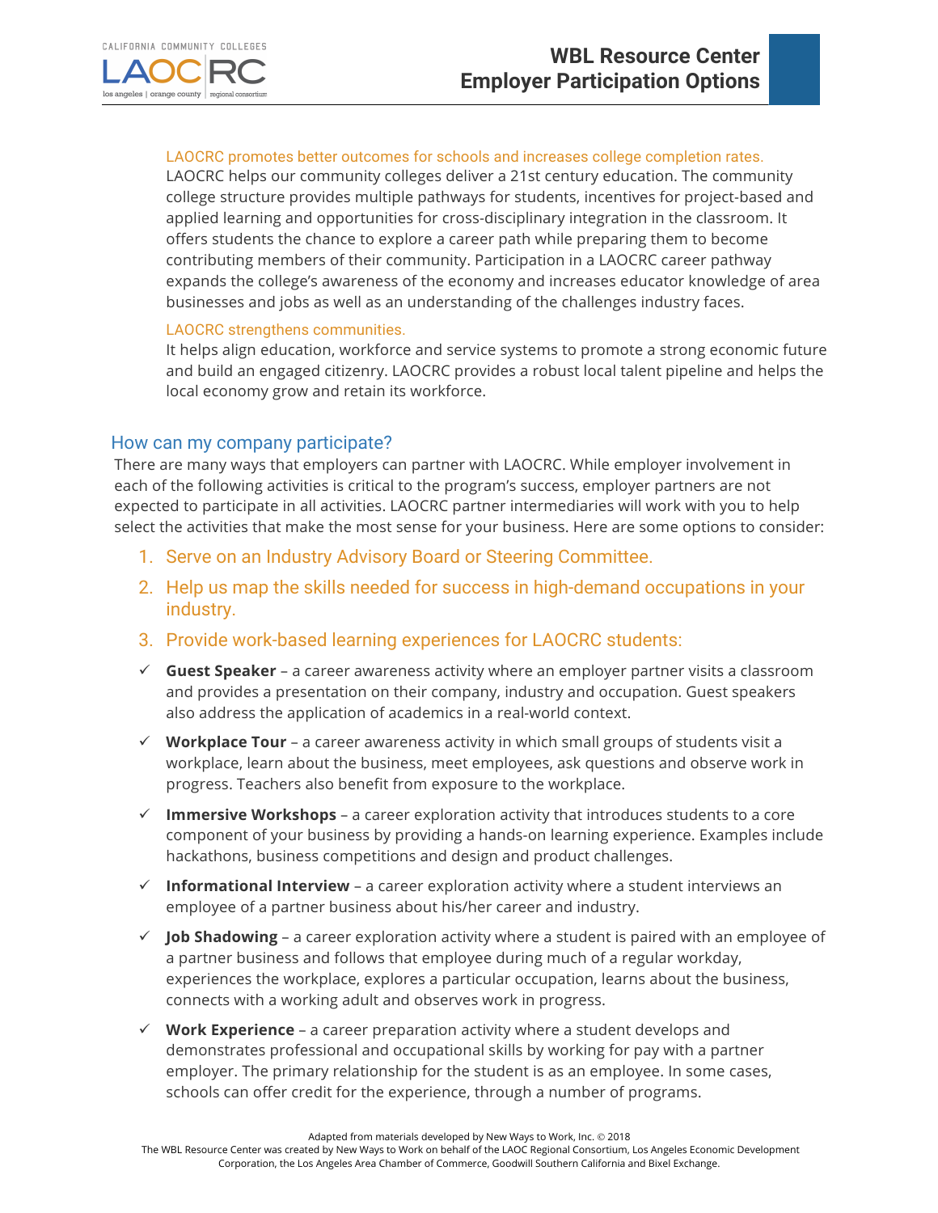LAOCRC promotes better outcomes for schools and increases college completion rates.

LAOCRC helps our community colleges deliver a 21st century education. The community college structure provides multiple pathways for students, incentives for project-based and applied learning and opportunities for cross-disciplinary integration in the classroom. It offers students the chance to explore a career path while preparing them to become contributing members of their community. Participation in a LAOCRC career pathway expands the college's awareness of the economy and increases educator knowledge of area businesses and jobs as well as an understanding of the challenges industry faces.

LAOCRC strengthens communities.

It helps align education, workforce and service systems to promote a strong economic future and build an engaged citizenry. LAOCRC provides a robust local talent pipeline and helps the local economy grow and retain its workforce.

## How can my company participate?

There are many ways that employers can partner with LAOCRC. While employer involvement in each of the following activities is critical to the program's success, employer partners are not expected to participate in all activities. LAOCRC partner intermediaries will work with you to help select the activities that make the most sense for your business. Here are some options to consider:

1. Serve on an Industry Advisory Board or Steering Committee.
2. Help us map the skills needed for success in high-demand occupations in your industry.
3. Provide work-based learning experiences for LAOCRC students:

- ✓ **Guest Speaker** – a career awareness activity where an employer partner visits a classroom and provides a presentation on their company, industry and occupation. Guest speakers also address the application of academics in a real-world context.
- ✓ **Workplace Tour** – a career awareness activity in which small groups of students visit a workplace, learn about the business, meet employees, ask questions and observe work in progress. Teachers also benefit from exposure to the workplace.
- ✓ **Immersive Workshops** – a career exploration activity that introduces students to a core component of your business by providing a hands-on learning experience. Examples include hackathons, business competitions and design and product challenges.
- ✓ **Informational Interview** – a career exploration activity where a student interviews an employee of a partner business about his/her career and industry.
- ✓ **Job Shadowing** – a career exploration activity where a student is paired with an employee of a partner business and follows that employee during much of a regular workday, experiences the workplace, explores a particular occupation, learns about the business, connects with a working adult and observes work in progress.
- ✓ **Work Experience** – a career preparation activity where a student develops and demonstrates professional and occupational skills by working for pay with a partner employer. The primary relationship for the student is as an employee. In some cases, schools can offer credit for the experience, through a number of programs.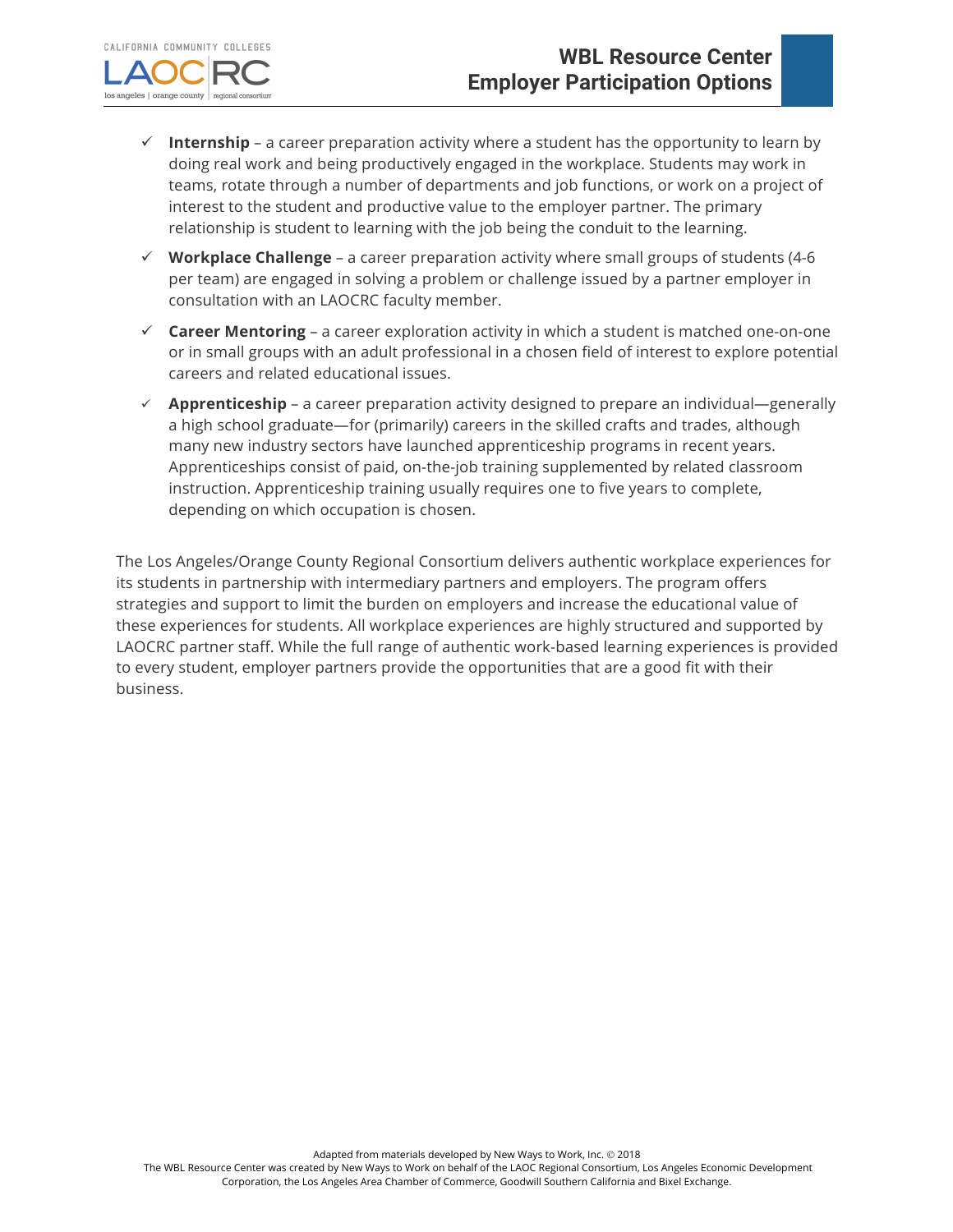- ✓ **Internship** – a career preparation activity where a student has the opportunity to learn by doing real work and being productively engaged in the workplace. Students may work in teams, rotate through a number of departments and job functions, or work on a project of interest to the student and productive value to the employer partner. The primary relationship is student to learning with the job being the conduit to the learning.
- ✓ **Workplace Challenge** – a career preparation activity where small groups of students (4-6 per team) are engaged in solving a problem or challenge issued by a partner employer in consultation with an LAOCRC faculty member.
- ✓ **Career Mentoring** – a career exploration activity in which a student is matched one-on-one or in small groups with an adult professional in a chosen field of interest to explore potential careers and related educational issues.
- ✓ **Apprenticeship** – a career preparation activity designed to prepare an individual—generally a high school graduate—for (primarily) careers in the skilled crafts and trades, although many new industry sectors have launched apprenticeship programs in recent years. Apprenticeships consist of paid, on-the-job training supplemented by related classroom instruction. Apprenticeship training usually requires one to five years to complete, depending on which occupation is chosen.

The Los Angeles/Orange County Regional Consortium delivers authentic workplace experiences for its students in partnership with intermediary partners and employers. The program offers strategies and support to limit the burden on employers and increase the educational value of these experiences for students. All workplace experiences are highly structured and supported by LAOCRC partner staff. While the full range of authentic work-based learning experiences is provided to every student, employer partners provide the opportunities that are a good fit with their business.